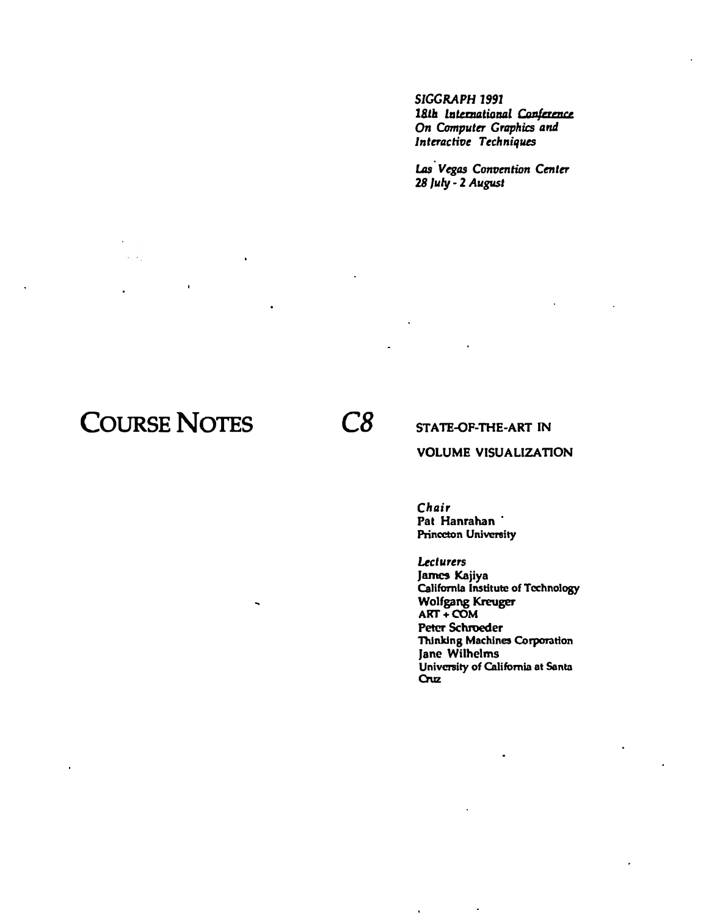*SIGGRAPH 1991*
*18th International Conference*
*On Computer Graphics and*
*Interactive Techniques*

*Las Vegas Convention Center*
*28 July - 2 August*

# COURSE NOTES

# *C8*

## STATE-OF-THE-ART IN VOLUME VISUALIZATION

*Chair*
**Pat Hanrahan**
Princeton University

*Lecturers*
**James Kajiya**
California Institute of Technology
**Wolfgang Kreuger**
ART + COM
**Peter Schroeder**
Thinking Machines Corporation
**Jane Wilhelms**
University of California at Santa Cruz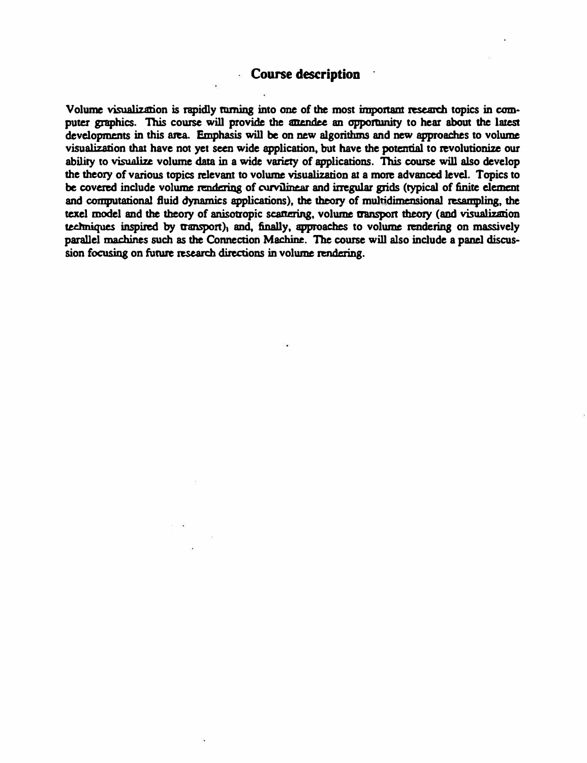# Course description

Volume visualization is rapidly turning into one of the most important research topics in computer graphics. This course will provide the attendee an opportunity to hear about the latest developments in this area. Emphasis will be on new algorithms and new approaches to volume visualization that have not yet seen wide application, but have the potential to revolutionize our ability to visualize volume data in a wide variety of applications. This course will also develop the theory of various topics relevant to volume visualization at a more advanced level. Topics to be covered include volume rendering of curvilinear and irregular grids (typical of finite element and computational fluid dynamics applications), the theory of multidimensional resampling, the texel model and the theory of anisotropic scattering, volume transport theory (and visualization techniques inspired by transport), and, finally, approaches to volume rendering on massively parallel machines such as the Connection Machine. The course will also include a panel discussion focusing on future research directions in volume rendering.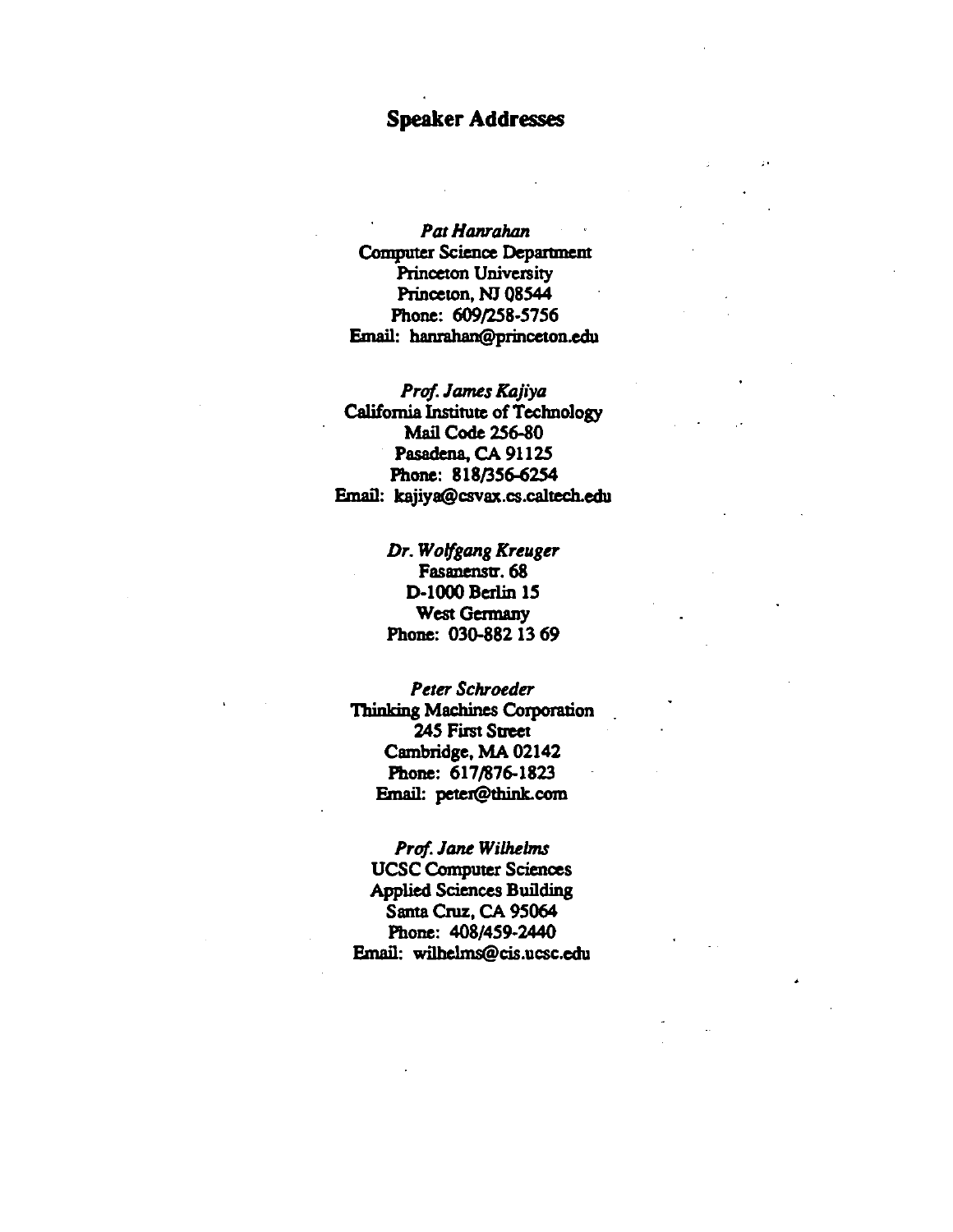# Speaker Addresses

*Pat Hanrahan*
Computer Science Department
Princeton University
Princeton, NJ 08544
Phone: 609/258-5756
Email: hanrahan@princeton.edu

*Prof. James Kajiya*
California Institute of Technology
Mail Code 256-80
Pasadena, CA 91125
Phone: 818/356-6254
Email: kajiya@csvax.cs.caltech.edu

*Dr. Wolfgang Kreuger*
Fasanenstr. 68
D-1000 Berlin 15
West Germany
Phone: 030-882 13 69

*Peter Schroeder*
Thinking Machines Corporation
245 First Street
Cambridge, MA 02142
Phone: 617/876-1823
Email: peter@think.com

*Prof. Jane Wilhelms*
UCSC Computer Sciences
Applied Sciences Building
Santa Cruz, CA 95064
Phone: 408/459-2440
Email: wilhelms@cis.ucsc.edu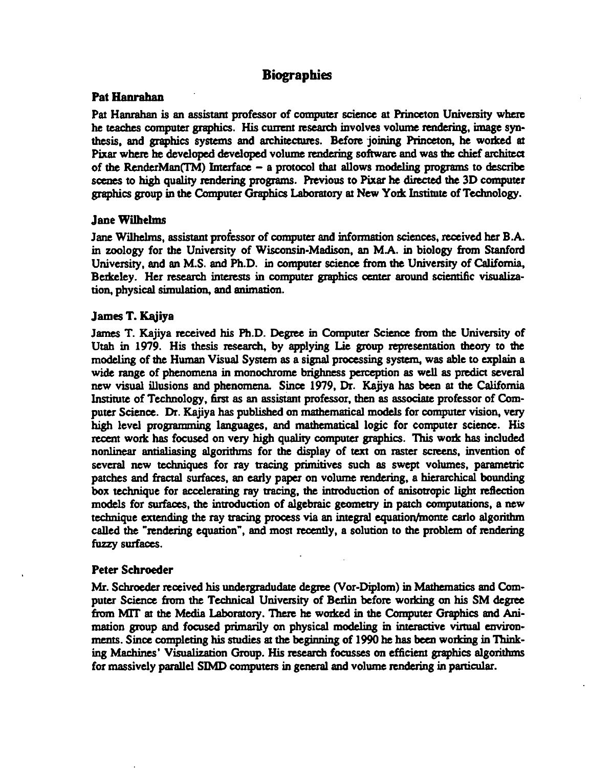# Biographies

### Pat Hanrahan

Pat Hanrahan is an assistant professor of computer science at Princeton University where he teaches computer graphics. His current research involves volume rendering, image synthesis, and graphics systems and architectures. Before joining Princeton, he worked at Pixar where he developed developed volume rendering software and was the chief architect of the RenderMan(TM) Interface – a protocol that allows modeling programs to describe scenes to high quality rendering programs. Previous to Pixar he directed the 3D computer graphics group in the Computer Graphics Laboratory at New York Institute of Technology.

### Jane Wilhelms

Jane Wilhelms, assistant professor of computer and information sciences, received her B.A. in zoology for the University of Wisconsin-Madison, an M.A. in biology from Stanford University, and an M.S. and Ph.D. in computer science from the University of California, Berkeley. Her research interests in computer graphics center around scientific visualization, physical simulation, and animation.

### James T. Kajiya

James T. Kajiya received his Ph.D. Degree in Computer Science from the University of Utah in 1979. His thesis research, by applying Lie group representation theory to the modeling of the Human Visual System as a signal processing system, was able to explain a wide range of phenomena in monochrome brighness perception as well as predict several new visual illusions and phenomena. Since 1979, Dr. Kajiya has been at the California Institute of Technology, first as an assistant professor, then as associate professor of Computer Science. Dr. Kajiya has published on mathematical models for computer vision, very high level programming languages, and mathematical logic for computer science. His recent work has focused on very high quality computer graphics. This work has included nonlinear antialiasing algorithms for the display of text on raster screens, invention of several new techniques for ray tracing primitives such as swept volumes, parametric patches and fractal surfaces, an early paper on volume rendering, a hierarchical bounding box technique for accelerating ray tracing, the introduction of anisotropic light reflection models for surfaces, the introduction of algebraic geometry in patch computations, a new technique extending the ray tracing process via an integral equation/monte carlo algorithm called the "rendering equation", and most recently, a solution to the problem of rendering fuzzy surfaces.

### Peter Schroeder

Mr. Schroeder received his undergradudate degree (Vor-Diplom) in Mathematics and Computer Science from the Technical University of Berlin before working on his SM degree from MIT at the Media Laboratory. There he worked in the Computer Graphics and Animation group and focused primarily on physical modeling in interactive virtual environments. Since completing his studies at the beginning of 1990 he has been working in Thinking Machines' Visualization Group. His research focusses on efficient graphics algorithms for massively parallel SIMD computers in general and volume rendering in particular.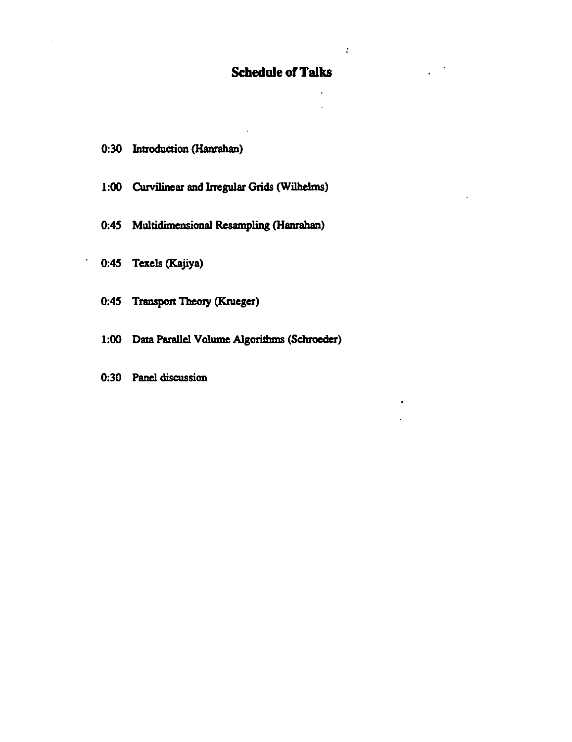# Schedule of Talks

0:30 Introduction (Hanrahan)

1:00 Curvilinear and Irregular Grids (Wilhelms)

0:45 Multidimensional Resampling (Hanrahan)

0:45 Texels (Kajiya)

0:45 Transport Theory (Krueger)

1:00 Data Parallel Volume Algorithms (Schroeder)

0:30 Panel discussion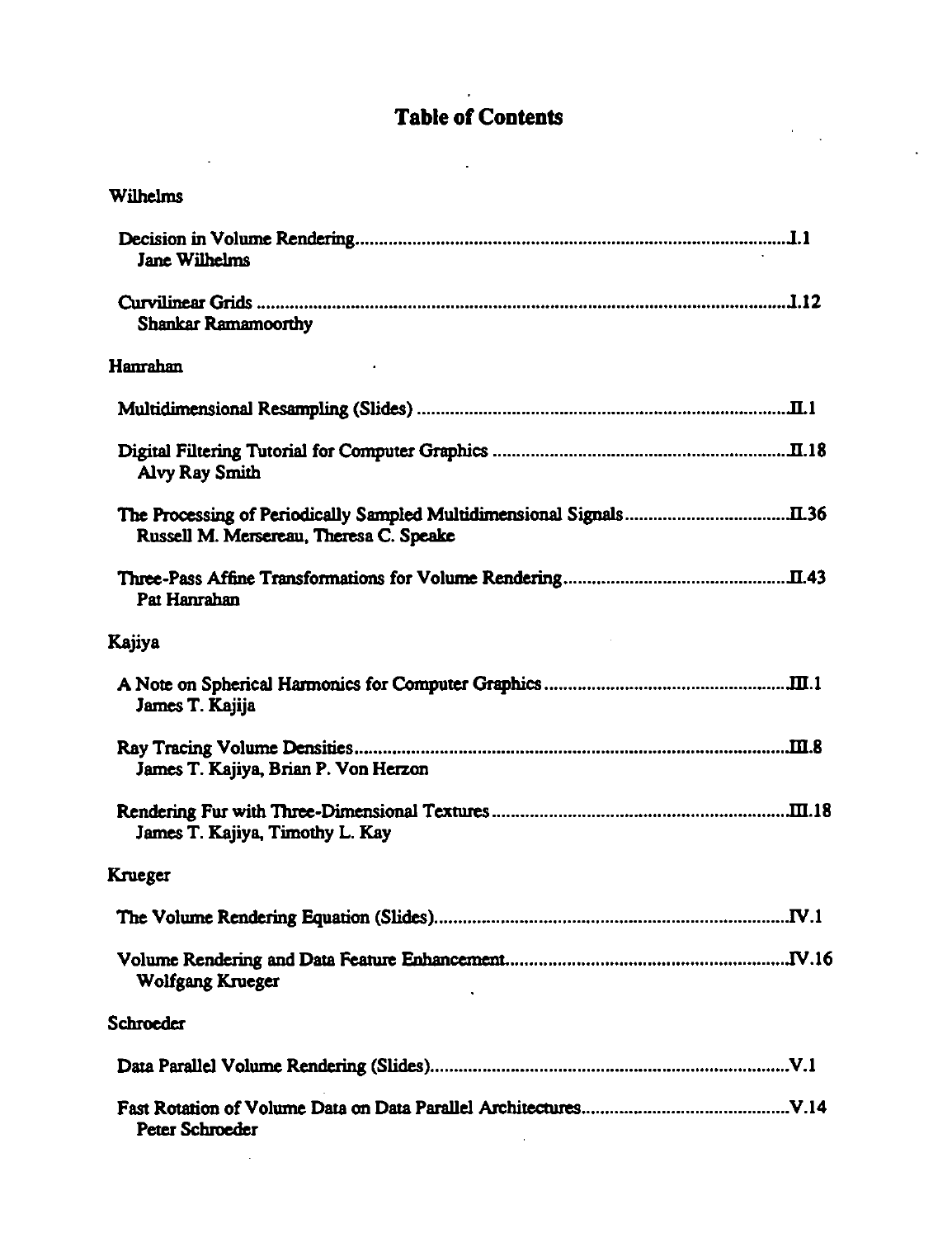# Table of Contents

## Wilhelms

Decision in Volume Rendering ........................................ I.1
Jane Wilhelms

Curvilinear Grids ........................................ I.12
Shankar Ramamoorthy

## Hanrahan

Multidimensional Resampling (Slides) ........................................ II.1

Digital Filtering Tutorial for Computer Graphics ........................................ II.18
Alvy Ray Smith

The Processing of Periodically Sampled Multidimensional Signals ........................................ II.36
Russell M. Mersereau, Theresa C. Speake

Three-Pass Affine Transformations for Volume Rendering ........................................ II.43
Pat Hanrahan

## Kajiya

A Note on Spherical Harmonics for Computer Graphics ........................................ III.1
James T. Kajija

Ray Tracing Volume Densities ........................................ III.8
James T. Kajiya, Brian P. Von Herzon

Rendering Fur with Three-Dimensional Textures ........................................ III.18
James T. Kajiya, Timothy L. Kay

## Krueger

The Volume Rendering Equation (Slides) ........................................ IV.1

Volume Rendering and Data Feature Enhancement ........................................ IV.16
Wolfgang Krueger

## Schroeder

Data Parallel Volume Rendering (Slides) ........................................ V.1

Fast Rotation of Volume Data on Data Parallel Architectures ........................................ V.14
Peter Schroeder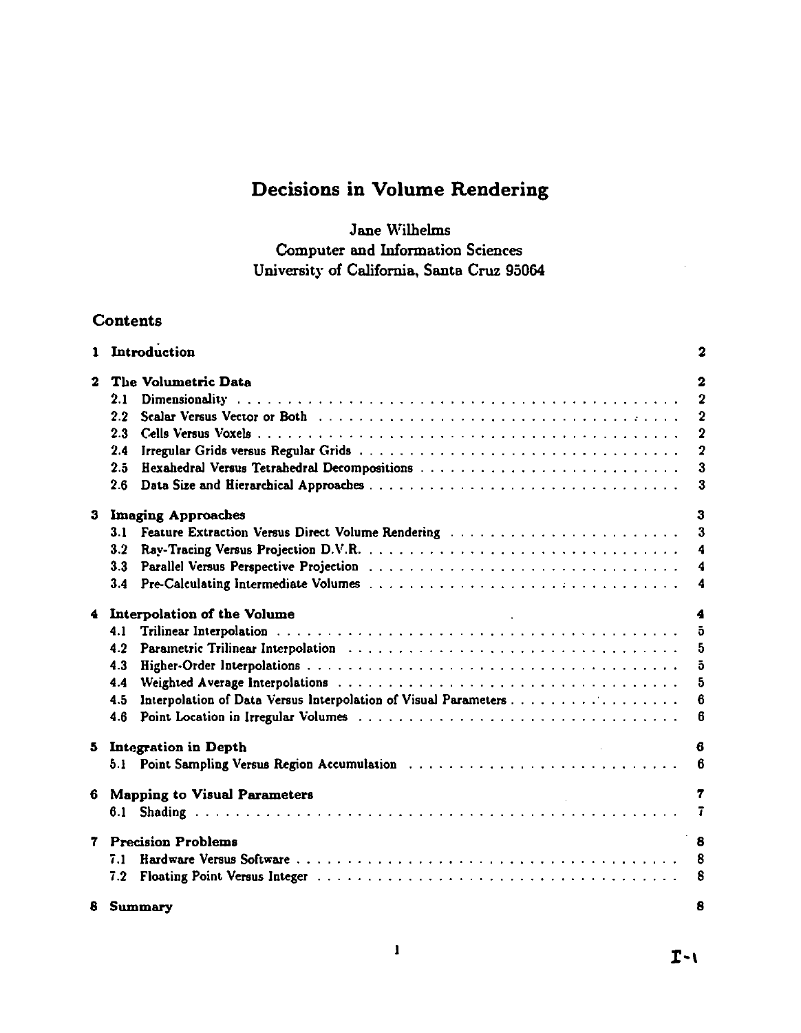# Decisions in Volume Rendering

Jane Wilhelms
Computer and Information Sciences
University of California, Santa Cruz 95064

## Contents

| | | |
|---|---|---|
| **1** | **Introduction** | **2** |
| **2** | **The Volumetric Data** | **2** |
| 2.1 | Dimensionality | 2 |
| 2.2 | Scalar Versus Vector or Both | 2 |
| 2.3 | Cells Versus Voxels | 2 |
| 2.4 | Irregular Grids versus Regular Grids | 2 |
| 2.5 | Hexahedral Versus Tetrahedral Decompositions | 3 |
| 2.6 | Data Size and Hierarchical Approaches | 3 |
| **3** | **Imaging Approaches** | **3** |
| 3.1 | Feature Extraction Versus Direct Volume Rendering | 3 |
| 3.2 | Ray-Tracing Versus Projection D.V.R. | 4 |
| 3.3 | Parallel Versus Perspective Projection | 4 |
| 3.4 | Pre-Calculating Intermediate Volumes | 4 |
| **4** | **Interpolation of the Volume** | **4** |
| 4.1 | Trilinear Interpolation | 5 |
| 4.2 | Parametric Trilinear Interpolation | 5 |
| 4.3 | Higher-Order Interpolations | 5 |
| 4.4 | Weighted Average Interpolations | 5 |
| 4.5 | Interpolation of Data Versus Interpolation of Visual Parameters | 6 |
| 4.6 | Point Location in Irregular Volumes | 6 |
| **5** | **Integration in Depth** | **6** |
| 5.1 | Point Sampling Versus Region Accumulation | 6 |
| **6** | **Mapping to Visual Parameters** | **7** |
| 6.1 | Shading | 7 |
| **7** | **Precision Problems** | **8** |
| 7.1 | Hardware Versus Software | 8 |
| 7.2 | Floating Point Versus Integer | 8 |
| **8** | **Summary** | **8** |